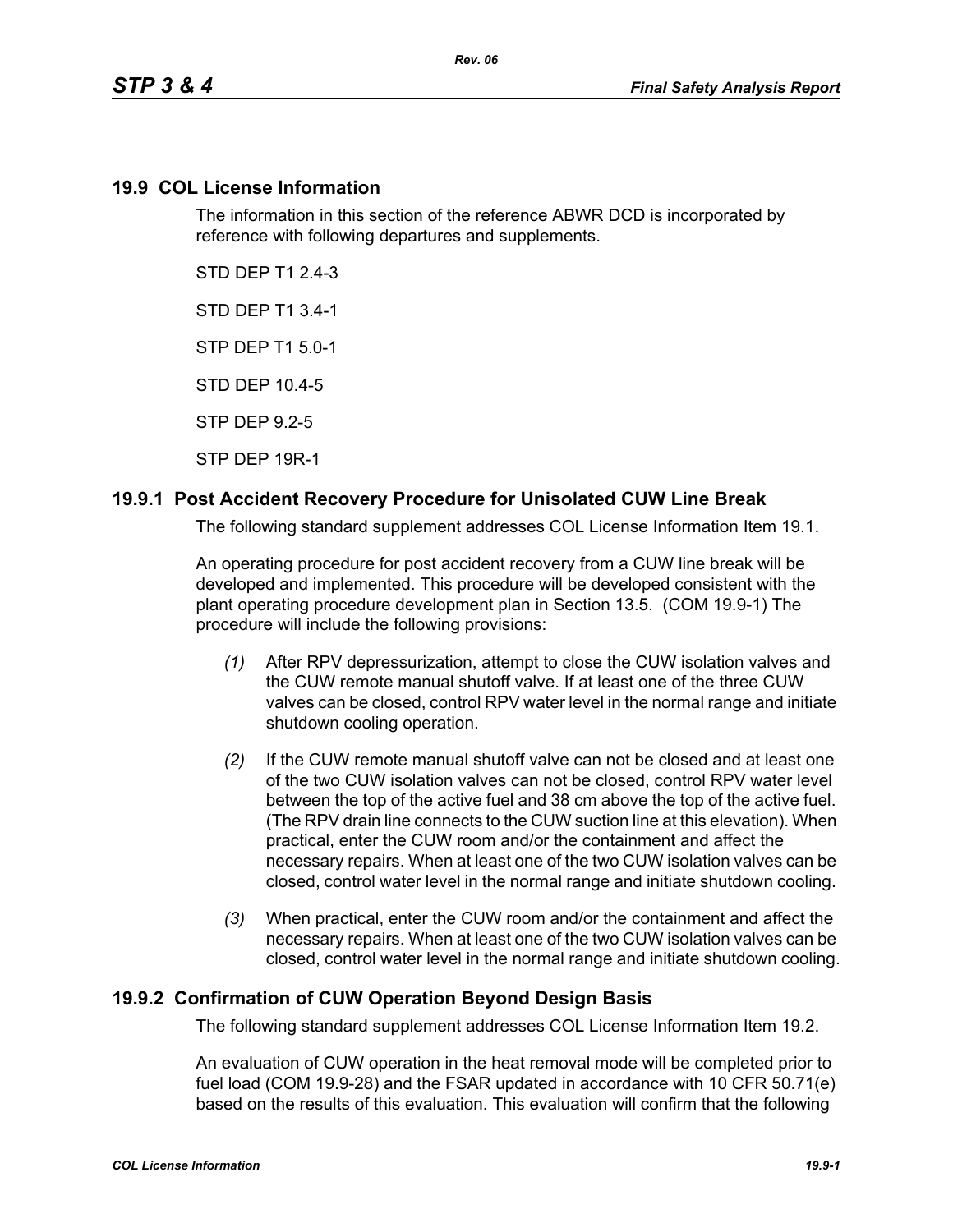## 19.9 COL License Information

The information in this section of the reference ABWR DCD is incorporated by reference with following departures and supplements.

STD DEP T1 2.4-3

STD DEP T1 3.4-1

STP DEP T1 5.0-1

STD DEP 10.4-5

STP DEP 9.2-5

STP DEP 19R-1

### 19.9.1 Post Accident Recovery Procedure for Unisolated CUW Line Break

The following standard supplement addresses COL License Information Item 19.1.

An operating procedure for post accident recovery from a CUW line break will be developed and implemented. This procedure will be developed consistent with the plant operating procedure development plan in Section 13.5. (COM 19.9-1) The procedure will include the following provisions:

*(1)* After RPV depressurization, attempt to close the CUW isolation valves and the CUW remote manual shutoff valve. If at least one of the three CUW valves can be closed, control RPV water level in the normal range and initiate shutdown cooling operation.

*(2)* If the CUW remote manual shutoff valve can not be closed and at least one of the two CUW isolation valves can not be closed, control RPV water level between the top of the active fuel and 38 cm above the top of the active fuel. (The RPV drain line connects to the CUW suction line at this elevation). When practical, enter the CUW room and/or the containment and affect the necessary repairs. When at least one of the two CUW isolation valves can be closed, control water level in the normal range and initiate shutdown cooling.

*(3)* When practical, enter the CUW room and/or the containment and affect the necessary repairs. When at least one of the two CUW isolation valves can be closed, control water level in the normal range and initiate shutdown cooling.

### 19.9.2 Confirmation of CUW Operation Beyond Design Basis

The following standard supplement addresses COL License Information Item 19.2.

An evaluation of CUW operation in the heat removal mode will be completed prior to fuel load (COM 19.9-28) and the FSAR updated in accordance with 10 CFR 50.71(e) based on the results of this evaluation. This evaluation will confirm that the following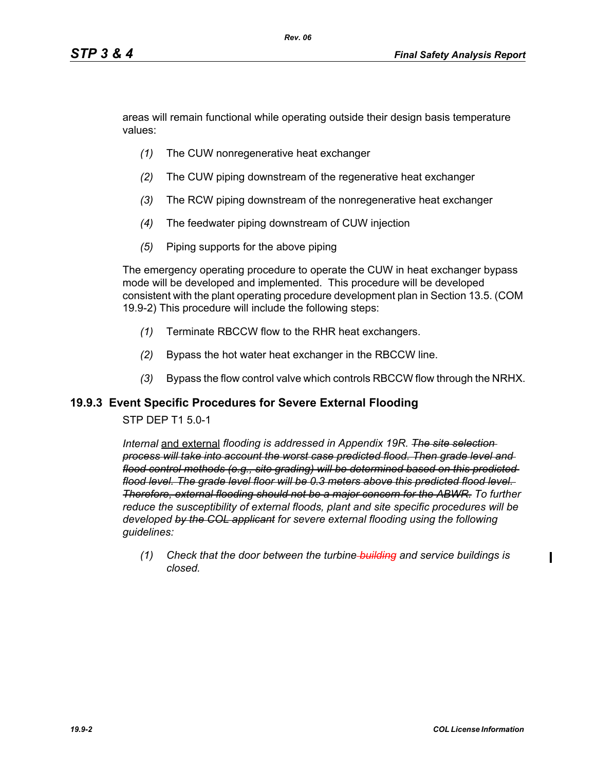areas will remain functional while operating outside their design basis temperature values:

*(1)* The CUW nonregenerative heat exchanger

*(2)* The CUW piping downstream of the regenerative heat exchanger

*(3)* The RCW piping downstream of the nonregenerative heat exchanger

*(4)* The feedwater piping downstream of CUW injection

*(5)* Piping supports for the above piping

The emergency operating procedure to operate the CUW in heat exchanger bypass mode will be developed and implemented. This procedure will be developed consistent with the plant operating procedure development plan in Section 13.5. (COM 19.9-2) This procedure will include the following steps:

*(1)* Terminate RBCCW flow to the RHR heat exchangers.

*(2)* Bypass the hot water heat exchanger in the RBCCW line.

*(3)* Bypass the flow control valve which controls RBCCW flow through the NRHX.

## 19.9.3 Event Specific Procedures for Severe External Flooding

STP DEP T1 5.0-1

*Internal* <u>and external</u> *flooding is addressed in Appendix 19R.* ~~*The site selection process will take into account the worst case predicted flood. Then grade level and flood control methods (e.g., site grading) will be determined based on this predicted flood level. The grade level floor will be 0.3 meters above this predicted flood level. Therefore, external flooding should not be a major concern for the ABWR.*~~ *To further reduce the susceptibility of external floods, plant and site specific procedures will be developed* ~~*by the COL applicant*~~ *for severe external flooding using the following guidelines:*

*(1)* *Check that the door between the turbine* ~~*building*~~ *and service buildings is closed.*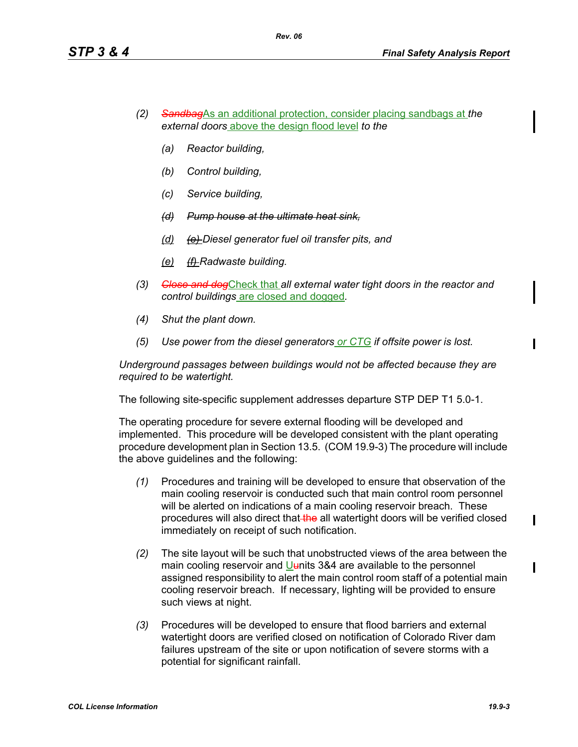*(2)* ~~*Sandbag*~~As an additional protection, consider placing sandbags at *the external doors* above the design flood level *to the*

*(a)* *Reactor building,*

*(b)* *Control building,*

*(c)* *Service building,*

~~*(d)*~~ ~~*Pump house at the ultimate heat sink,*~~

*(d)* ~~*(e)*~~ *Diesel generator fuel oil transfer pits, and*

*(e)* ~~*(f)*~~ *Radwaste building.*

*(3)* ~~*Close and dog*~~Check that *all external water tight doors in the reactor and control buildings* are closed and dogged*.*

*(4)* *Shut the plant down.*

*(5)* *Use power from the diesel generators* or CTG *if offsite power is lost.*

*Underground passages between buildings would not be affected because they are required to be watertight.*

The following site-specific supplement addresses departure STP DEP T1 5.0-1.

The operating procedure for severe external flooding will be developed and implemented. This procedure will be developed consistent with the plant operating procedure development plan in Section 13.5. (COM 19.9-3) The procedure will include the above guidelines and the following:

*(1)* Procedures and training will be developed to ensure that observation of the main cooling reservoir is conducted such that main control room personnel will be alerted on indications of a main cooling reservoir breach. These procedures will also direct that ~~the~~ all watertight doors will be verified closed immediately on receipt of such notification.

*(2)* The site layout will be such that unobstructed views of the area between the main cooling reservoir and U~~u~~nits 3&4 are available to the personnel assigned responsibility to alert the main control room staff of a potential main cooling reservoir breach. If necessary, lighting will be provided to ensure such views at night.

*(3)* Procedures will be developed to ensure that flood barriers and external watertight doors are verified closed on notification of Colorado River dam failures upstream of the site or upon notification of severe storms with a potential for significant rainfall.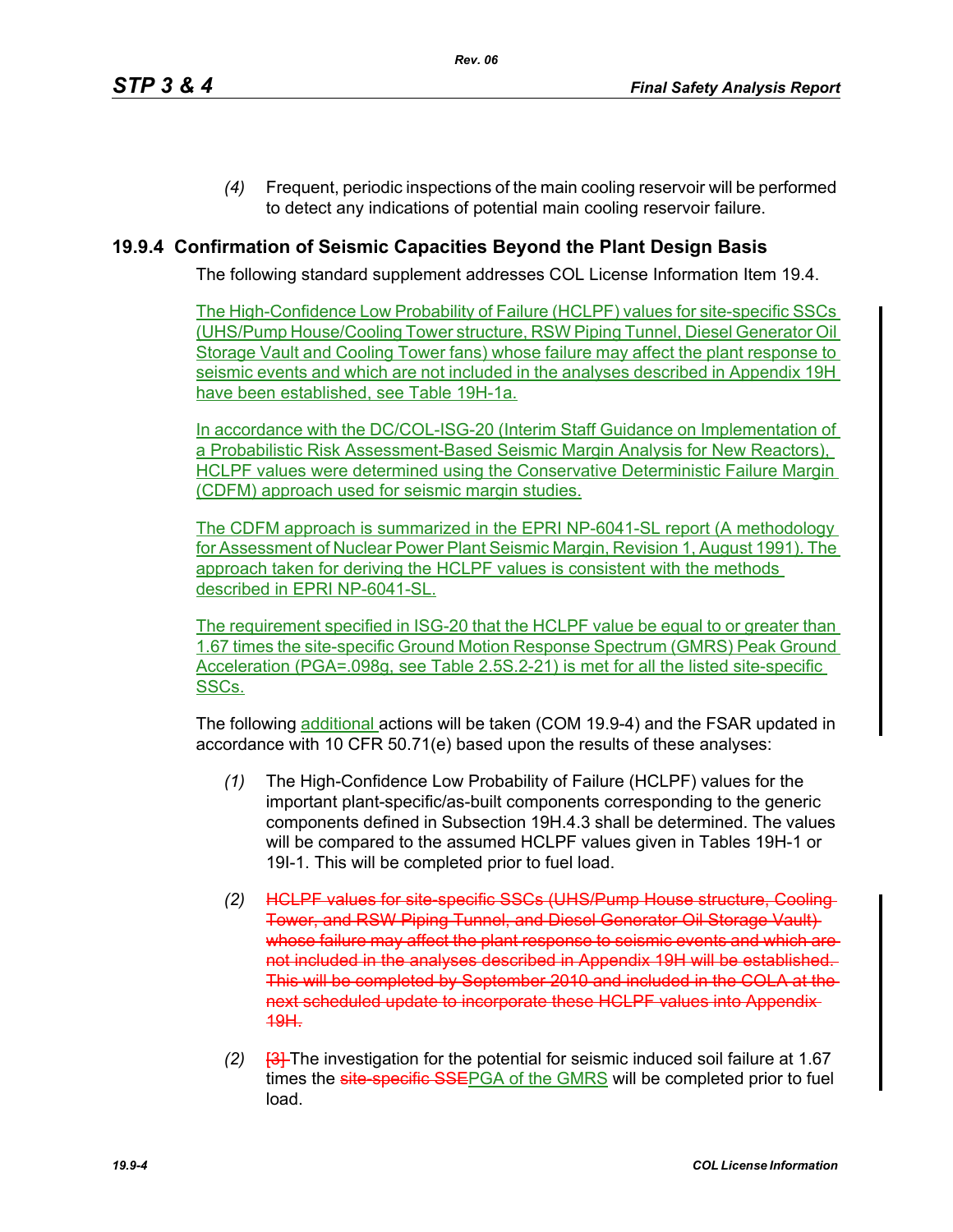(4) Frequent, periodic inspections of the main cooling reservoir will be performed to detect any indications of potential main cooling reservoir failure.

## 19.9.4 Confirmation of Seismic Capacities Beyond the Plant Design Basis

The following standard supplement addresses COL License Information Item 19.4.

The High-Confidence Low Probability of Failure (HCLPF) values for site-specific SSCs (UHS/Pump House/Cooling Tower structure, RSW Piping Tunnel, Diesel Generator Oil Storage Vault and Cooling Tower fans) whose failure may affect the plant response to seismic events and which are not included in the analyses described in Appendix 19H have been established, see Table 19H-1a.

In accordance with the DC/COL-ISG-20 (Interim Staff Guidance on Implementation of a Probabilistic Risk Assessment-Based Seismic Margin Analysis for New Reactors), HCLPF values were determined using the Conservative Deterministic Failure Margin (CDFM) approach used for seismic margin studies.

The CDFM approach is summarized in the EPRI NP-6041-SL report (A methodology for Assessment of Nuclear Power Plant Seismic Margin, Revision 1, August 1991). The approach taken for deriving the HCLPF values is consistent with the methods described in EPRI NP-6041-SL.

The requirement specified in ISG-20 that the HCLPF value be equal to or greater than 1.67 times the site-specific Ground Motion Response Spectrum (GMRS) Peak Ground Acceleration (PGA=.098g, see Table 2.5S.2-21) is met for all the listed site-specific SSCs.

The following additional actions will be taken (COM 19.9-4) and the FSAR updated in accordance with 10 CFR 50.71(e) based upon the results of these analyses:

(1) The High-Confidence Low Probability of Failure (HCLPF) values for the important plant-specific/as-built components corresponding to the generic components defined in Subsection 19H.4.3 shall be determined. The values will be compared to the assumed HCLPF values given in Tables 19H-1 or 19I-1. This will be completed prior to fuel load.

(2) ~~HCLPF values for site-specific SSCs (UHS/Pump House structure, Cooling Tower, and RSW Piping Tunnel, and Diesel Generator Oil Storage Vault) whose failure may affect the plant response to seismic events and which are not included in the analyses described in Appendix 19H will be established. This will be completed by September 2010 and included in the COLA at the next scheduled update to incorporate these HCLPF values into Appendix 19H.~~

(2) ~~[3]~~ The investigation for the potential for seismic induced soil failure at 1.67 times the ~~site-specific SSE~~PGA of the GMRS will be completed prior to fuel load.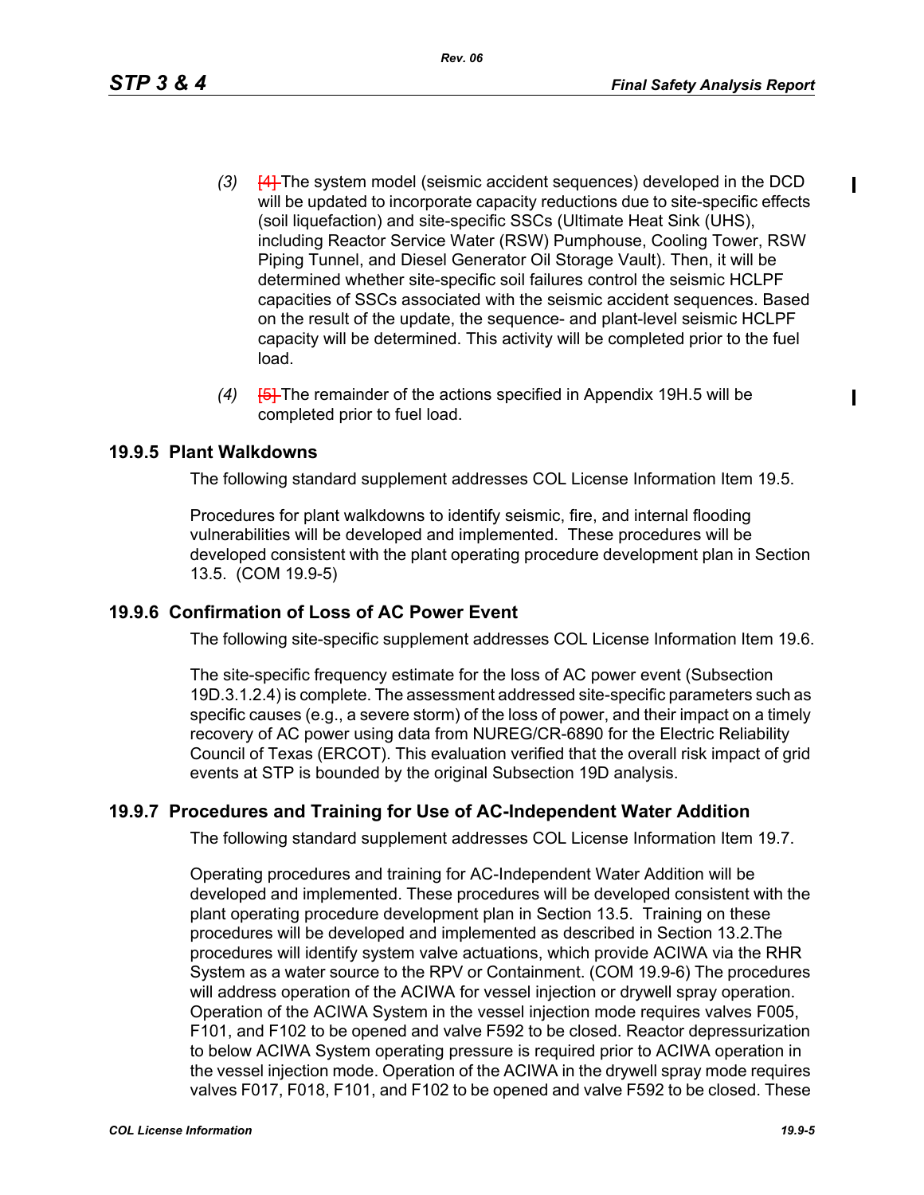(3) [4] The system model (seismic accident sequences) developed in the DCD will be updated to incorporate capacity reductions due to site-specific effects (soil liquefaction) and site-specific SSCs (Ultimate Heat Sink (UHS), including Reactor Service Water (RSW) Pumphouse, Cooling Tower, RSW Piping Tunnel, and Diesel Generator Oil Storage Vault). Then, it will be determined whether site-specific soil failures control the seismic HCLPF capacities of SSCs associated with the seismic accident sequences. Based on the result of the update, the sequence- and plant-level seismic HCLPF capacity will be determined. This activity will be completed prior to the fuel load.

(4) [5] The remainder of the actions specified in Appendix 19H.5 will be completed prior to fuel load.

## 19.9.5 Plant Walkdowns

The following standard supplement addresses COL License Information Item 19.5.

Procedures for plant walkdowns to identify seismic, fire, and internal flooding vulnerabilities will be developed and implemented. These procedures will be developed consistent with the plant operating procedure development plan in Section 13.5. (COM 19.9-5)

## 19.9.6 Confirmation of Loss of AC Power Event

The following site-specific supplement addresses COL License Information Item 19.6.

The site-specific frequency estimate for the loss of AC power event (Subsection 19D.3.1.2.4) is complete. The assessment addressed site-specific parameters such as specific causes (e.g., a severe storm) of the loss of power, and their impact on a timely recovery of AC power using data from NUREG/CR-6890 for the Electric Reliability Council of Texas (ERCOT). This evaluation verified that the overall risk impact of grid events at STP is bounded by the original Subsection 19D analysis.

## 19.9.7 Procedures and Training for Use of AC-Independent Water Addition

The following standard supplement addresses COL License Information Item 19.7.

Operating procedures and training for AC-Independent Water Addition will be developed and implemented. These procedures will be developed consistent with the plant operating procedure development plan in Section 13.5. Training on these procedures will be developed and implemented as described in Section 13.2.The procedures will identify system valve actuations, which provide ACIWA via the RHR System as a water source to the RPV or Containment. (COM 19.9-6) The procedures will address operation of the ACIWA for vessel injection or drywell spray operation. Operation of the ACIWA System in the vessel injection mode requires valves F005, F101, and F102 to be opened and valve F592 to be closed. Reactor depressurization to below ACIWA System operating pressure is required prior to ACIWA operation in the vessel injection mode. Operation of the ACIWA in the drywell spray mode requires valves F017, F018, F101, and F102 to be opened and valve F592 to be closed. These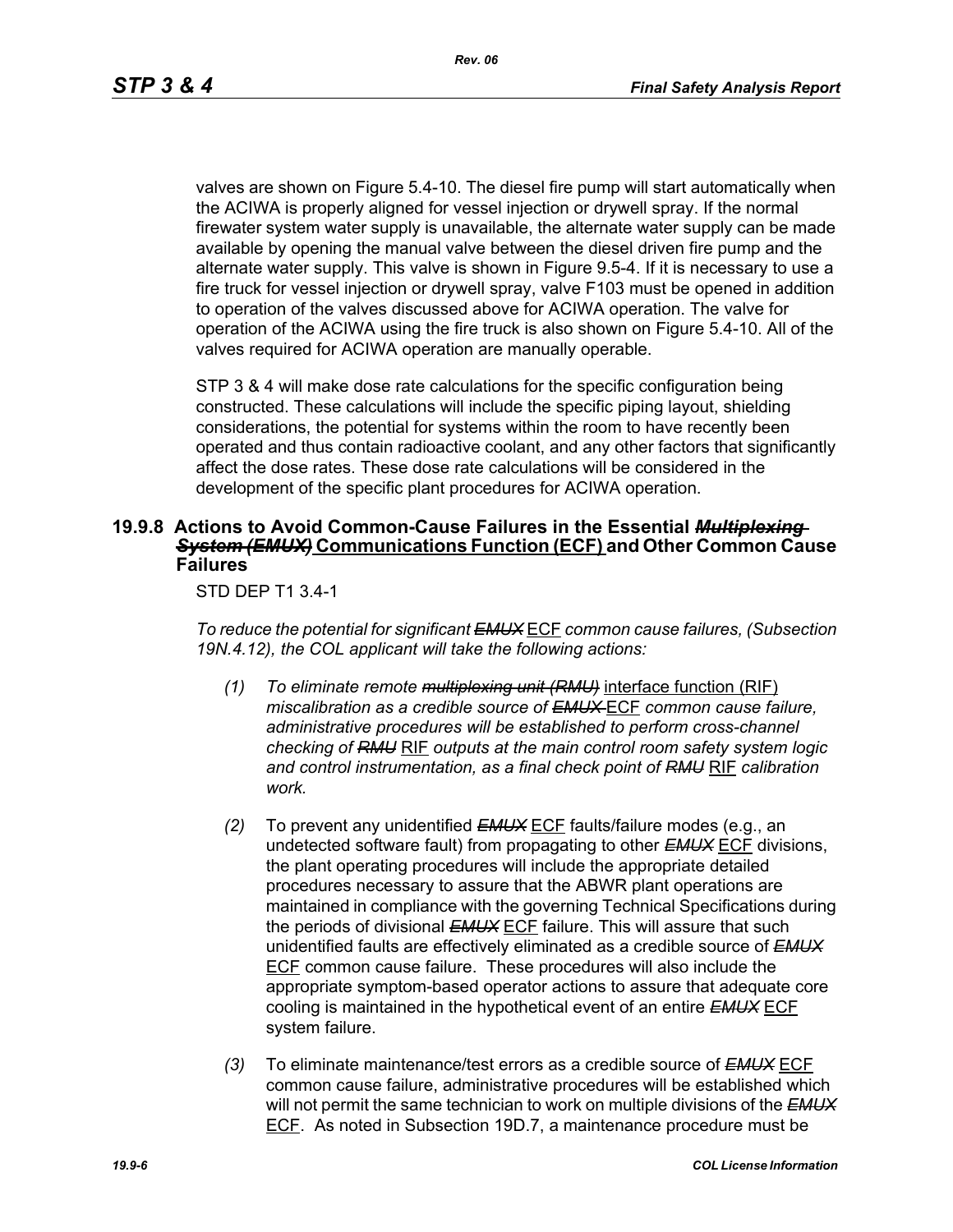valves are shown on Figure 5.4-10. The diesel fire pump will start automatically when the ACIWA is properly aligned for vessel injection or drywell spray. If the normal firewater system water supply is unavailable, the alternate water supply can be made available by opening the manual valve between the diesel driven fire pump and the alternate water supply. This valve is shown in Figure 9.5-4. If it is necessary to use a fire truck for vessel injection or drywell spray, valve F103 must be opened in addition to operation of the valves discussed above for ACIWA operation. The valve for operation of the ACIWA using the fire truck is also shown on Figure 5.4-10. All of the valves required for ACIWA operation are manually operable.

STP 3 & 4 will make dose rate calculations for the specific configuration being constructed. These calculations will include the specific piping layout, shielding considerations, the potential for systems within the room to have recently been operated and thus contain radioactive coolant, and any other factors that significantly affect the dose rates. These dose rate calculations will be considered in the development of the specific plant procedures for ACIWA operation.

## 19.9.8 Actions to Avoid Common-Cause Failures in the Essential ~~*Multiplexing System (EMUX)*~~ <u>Communications Function (ECF)</u> and Other Common Cause Failures

STD DEP T1 3.4-1

*To reduce the potential for significant ~~EMUX~~* <u>ECF</u> *common cause failures, (Subsection 19N.4.12), the COL applicant will take the following actions:*

*(1)* *To eliminate remote ~~multiplexing unit (RMU)~~* <u>interface function (RIF)</u> *miscalibration as a credible source of ~~EMUX~~* <u>ECF</u> *common cause failure, administrative procedures will be established to perform cross-channel checking of ~~RMU~~* <u>RIF</u> *outputs at the main control room safety system logic and control instrumentation, as a final check point of ~~RMU~~* <u>RIF</u> *calibration work.*

*(2)* To prevent any unidentified ~~*EMUX*~~ <u>ECF</u> faults/failure modes (e.g., an undetected software fault) from propagating to other ~~*EMUX*~~ <u>ECF</u> divisions, the plant operating procedures will include the appropriate detailed procedures necessary to assure that the ABWR plant operations are maintained in compliance with the governing Technical Specifications during the periods of divisional ~~*EMUX*~~ <u>ECF</u> failure. This will assure that such unidentified faults are effectively eliminated as a credible source of ~~*EMUX*~~ <u>ECF</u> common cause failure. These procedures will also include the appropriate symptom-based operator actions to assure that adequate core cooling is maintained in the hypothetical event of an entire ~~*EMUX*~~ <u>ECF</u> system failure.

*(3)* To eliminate maintenance/test errors as a credible source of ~~*EMUX*~~ <u>ECF</u> common cause failure, administrative procedures will be established which will not permit the same technician to work on multiple divisions of the ~~*EMUX*~~ <u>ECF</u>. As noted in Subsection 19D.7, a maintenance procedure must be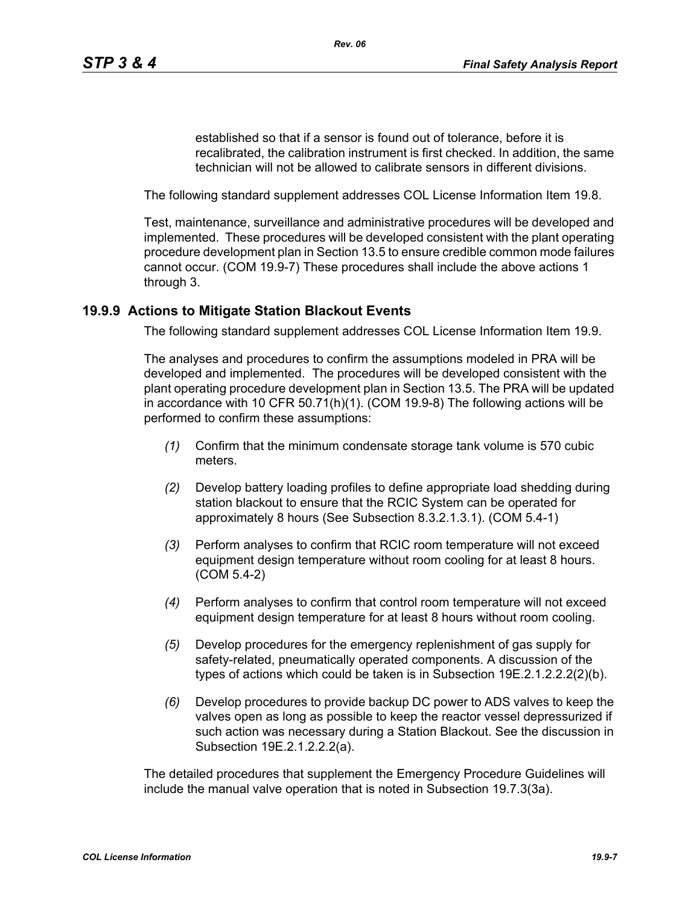established so that if a sensor is found out of tolerance, before it is recalibrated, the calibration instrument is first checked. In addition, the same technician will not be allowed to calibrate sensors in different divisions.

The following standard supplement addresses COL License Information Item 19.8.

Test, maintenance, surveillance and administrative procedures will be developed and implemented. These procedures will be developed consistent with the plant operating procedure development plan in Section 13.5 to ensure credible common mode failures cannot occur. (COM 19.9-7) These procedures shall include the above actions 1 through 3.

## 19.9.9 Actions to Mitigate Station Blackout Events

The following standard supplement addresses COL License Information Item 19.9.

The analyses and procedures to confirm the assumptions modeled in PRA will be developed and implemented. The procedures will be developed consistent with the plant operating procedure development plan in Section 13.5. The PRA will be updated in accordance with 10 CFR 50.71(h)(1). (COM 19.9-8) The following actions will be performed to confirm these assumptions:

*(1)* Confirm that the minimum condensate storage tank volume is 570 cubic meters.

*(2)* Develop battery loading profiles to define appropriate load shedding during station blackout to ensure that the RCIC System can be operated for approximately 8 hours (See Subsection 8.3.2.1.3.1). (COM 5.4-1)

*(3)* Perform analyses to confirm that RCIC room temperature will not exceed equipment design temperature without room cooling for at least 8 hours. (COM 5.4-2)

*(4)* Perform analyses to confirm that control room temperature will not exceed equipment design temperature for at least 8 hours without room cooling.

*(5)* Develop procedures for the emergency replenishment of gas supply for safety-related, pneumatically operated components. A discussion of the types of actions which could be taken is in Subsection 19E.2.1.2.2.2(2)(b).

*(6)* Develop procedures to provide backup DC power to ADS valves to keep the valves open as long as possible to keep the reactor vessel depressurized if such action was necessary during a Station Blackout. See the discussion in Subsection 19E.2.1.2.2.2(a).

The detailed procedures that supplement the Emergency Procedure Guidelines will include the manual valve operation that is noted in Subsection 19.7.3(3a).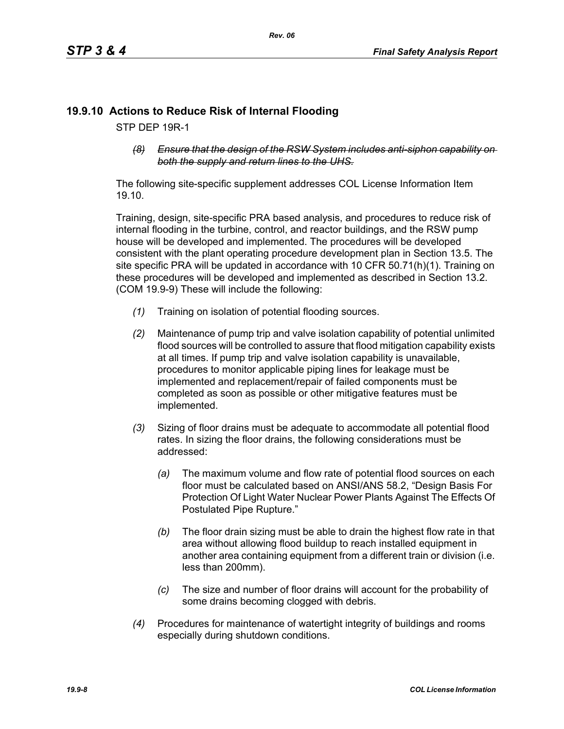## 19.9.10 Actions to Reduce Risk of Internal Flooding

STP DEP 19R-1

> ~~*(8) Ensure that the design of the RSW System includes anti-siphon capability on both the supply and return lines to the UHS.*~~

The following site-specific supplement addresses COL License Information Item 19.10.

Training, design, site-specific PRA based analysis, and procedures to reduce risk of internal flooding in the turbine, control, and reactor buildings, and the RSW pump house will be developed and implemented. The procedures will be developed consistent with the plant operating procedure development plan in Section 13.5. The site specific PRA will be updated in accordance with 10 CFR 50.71(h)(1). Training on these procedures will be developed and implemented as described in Section 13.2. (COM 19.9-9) These will include the following:

*(1)* Training on isolation of potential flooding sources.

*(2)* Maintenance of pump trip and valve isolation capability of potential unlimited flood sources will be controlled to assure that flood mitigation capability exists at all times. If pump trip and valve isolation capability is unavailable, procedures to monitor applicable piping lines for leakage must be implemented and replacement/repair of failed components must be completed as soon as possible or other mitigative features must be implemented.

*(3)* Sizing of floor drains must be adequate to accommodate all potential flood rates. In sizing the floor drains, the following considerations must be addressed:

   *(a)* The maximum volume and flow rate of potential flood sources on each floor must be calculated based on ANSI/ANS 58.2, “Design Basis For Protection Of Light Water Nuclear Power Plants Against The Effects Of Postulated Pipe Rupture.”

   *(b)* The floor drain sizing must be able to drain the highest flow rate in that area without allowing flood buildup to reach installed equipment in another area containing equipment from a different train or division (i.e. less than 200mm).

   *(c)* The size and number of floor drains will account for the probability of some drains becoming clogged with debris.

*(4)* Procedures for maintenance of watertight integrity of buildings and rooms especially during shutdown conditions.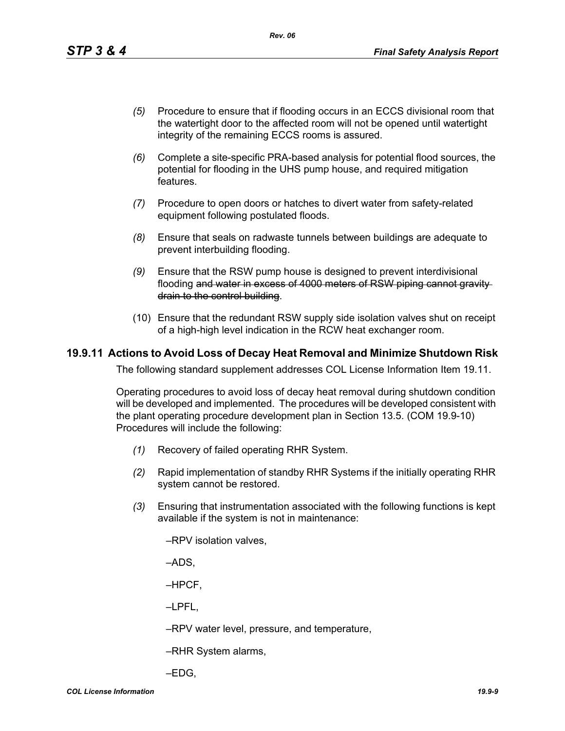*(5)* Procedure to ensure that if flooding occurs in an ECCS divisional room that the watertight door to the affected room will not be opened until watertight integrity of the remaining ECCS rooms is assured.

*(6)* Complete a site-specific PRA-based analysis for potential flood sources, the potential for flooding in the UHS pump house, and required mitigation features.

*(7)* Procedure to open doors or hatches to divert water from safety-related equipment following postulated floods.

*(8)* Ensure that seals on radwaste tunnels between buildings are adequate to prevent interbuilding flooding.

*(9)* Ensure that the RSW pump house is designed to prevent interdivisional flooding ~~and water in excess of 4000 meters of RSW piping cannot gravity drain to the control building~~.

(10) Ensure that the redundant RSW supply side isolation valves shut on receipt of a high-high level indication in the RCW heat exchanger room.

## 19.9.11 Actions to Avoid Loss of Decay Heat Removal and Minimize Shutdown Risk

The following standard supplement addresses COL License Information Item 19.11.

Operating procedures to avoid loss of decay heat removal during shutdown condition will be developed and implemented. The procedures will be developed consistent with the plant operating procedure development plan in Section 13.5. (COM 19.9-10) Procedures will include the following:

*(1)* Recovery of failed operating RHR System.

*(2)* Rapid implementation of standby RHR Systems if the initially operating RHR system cannot be restored.

*(3)* Ensuring that instrumentation associated with the following functions is kept available if the system is not in maintenance:

–RPV isolation valves,

–ADS,

–HPCF,

–LPFL,

–RPV water level, pressure, and temperature,

–RHR System alarms,

–EDG,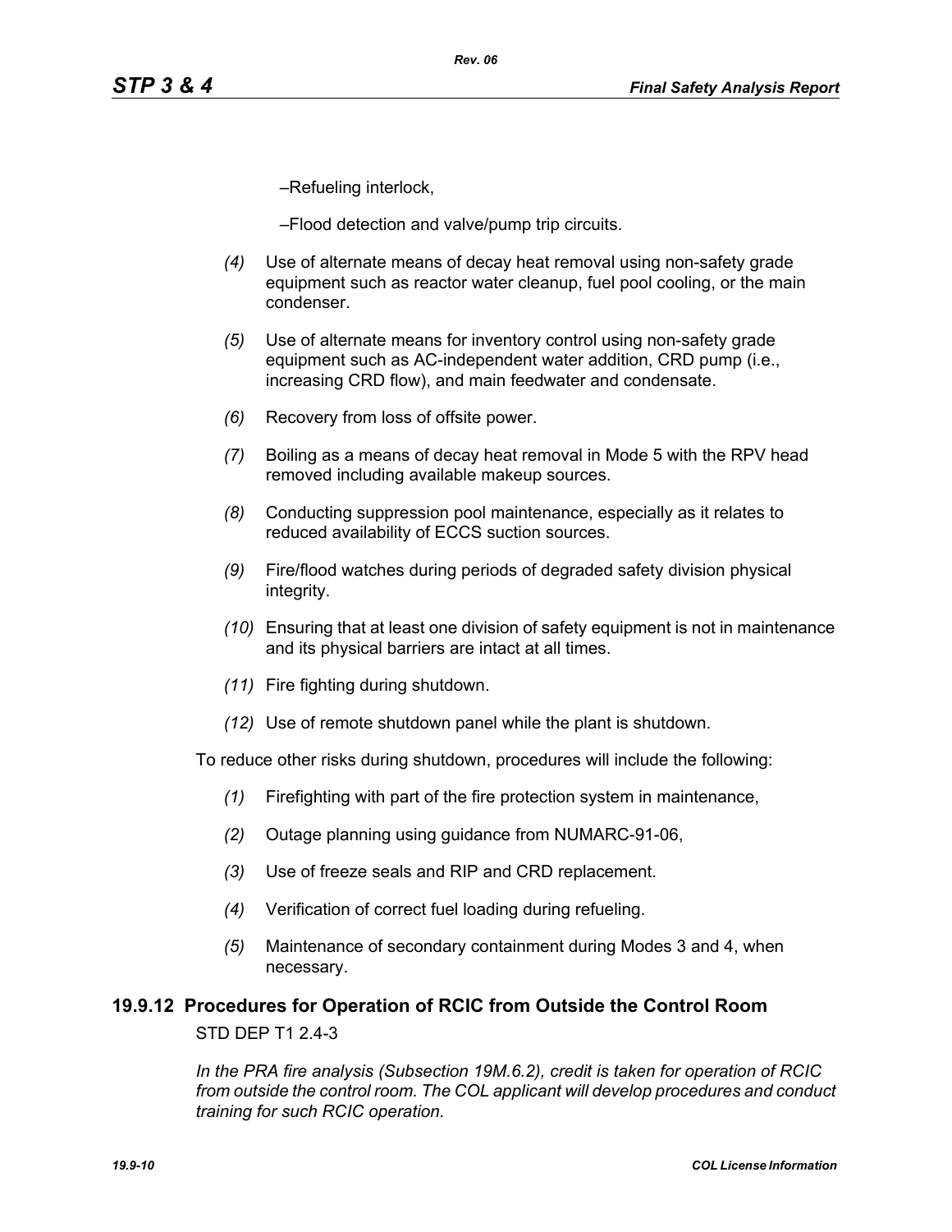–Refueling interlock,

–Flood detection and valve/pump trip circuits.

*(4)* Use of alternate means of decay heat removal using non-safety grade equipment such as reactor water cleanup, fuel pool cooling, or the main condenser.

*(5)* Use of alternate means for inventory control using non-safety grade equipment such as AC-independent water addition, CRD pump (i.e., increasing CRD flow), and main feedwater and condensate.

*(6)* Recovery from loss of offsite power.

*(7)* Boiling as a means of decay heat removal in Mode 5 with the RPV head removed including available makeup sources.

*(8)* Conducting suppression pool maintenance, especially as it relates to reduced availability of ECCS suction sources.

*(9)* Fire/flood watches during periods of degraded safety division physical integrity.

*(10)* Ensuring that at least one division of safety equipment is not in maintenance and its physical barriers are intact at all times.

*(11)* Fire fighting during shutdown.

*(12)* Use of remote shutdown panel while the plant is shutdown.

To reduce other risks during shutdown, procedures will include the following:

*(1)* Firefighting with part of the fire protection system in maintenance,

*(2)* Outage planning using guidance from NUMARC-91-06,

*(3)* Use of freeze seals and RIP and CRD replacement.

*(4)* Verification of correct fuel loading during refueling.

*(5)* Maintenance of secondary containment during Modes 3 and 4, when necessary.

## 19.9.12 Procedures for Operation of RCIC from Outside the Control Room

STD DEP T1 2.4-3

*In the PRA fire analysis (Subsection 19M.6.2), credit is taken for operation of RCIC from outside the control room. The COL applicant will develop procedures and conduct training for such RCIC operation.*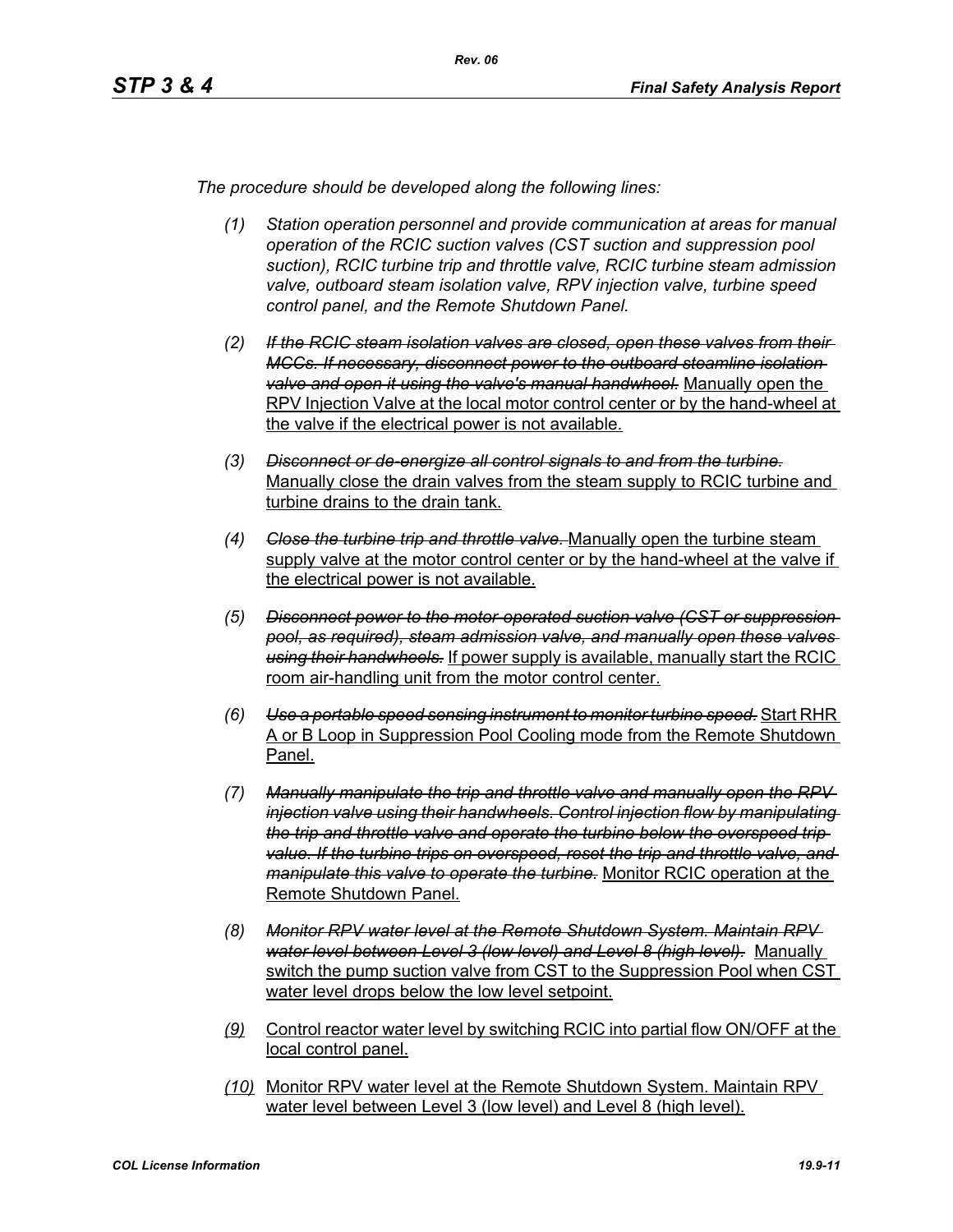*The procedure should be developed along the following lines:*

(1) *Station operation personnel and provide communication at areas for manual operation of the RCIC suction valves (CST suction and suppression pool suction), RCIC turbine trip and throttle valve, RCIC turbine steam admission valve, outboard steam isolation valve, RPV injection valve, turbine speed control panel, and the Remote Shutdown Panel.*

(2) ~~*If the RCIC steam isolation valves are closed, open these valves from their MCCs. If necessary, disconnect power to the outboard steamline isolation valve and open it using the valve's manual handwheel.*~~ <u>Manually open the RPV Injection Valve at the local motor control center or by the hand-wheel at the valve if the electrical power is not available.</u>

(3) ~~*Disconnect or de-energize all control signals to and from the turbine.*~~ <u>Manually close the drain valves from the steam supply to RCIC turbine and turbine drains to the drain tank.</u>

(4) ~~*Close the turbine trip and throttle valve.*~~ <u>Manually open the turbine steam supply valve at the motor control center or by the hand-wheel at the valve if the electrical power is not available.</u>

(5) ~~*Disconnect power to the motor-operated suction valve (CST or suppression pool, as required), steam admission valve, and manually open these valves using their handwheels.*~~ <u>If power supply is available, manually start the RCIC room air-handling unit from the motor control center.</u>

(6) ~~*Use a portable speed sensing instrument to monitor turbine speed.*~~ <u>Start RHR A or B Loop in Suppression Pool Cooling mode from the Remote Shutdown Panel.</u>

(7) ~~*Manually manipulate the trip and throttle valve and manually open the RPV injection valve using their handwheels. Control injection flow by manipulating the trip and throttle valve and operate the turbine below the overspeed trip value. If the turbine trips on overspeed, reset the trip and throttle valve, and manipulate this valve to operate the turbine.*~~ <u>Monitor RCIC operation at the Remote Shutdown Panel.</u>

(8) ~~*Monitor RPV water level at the Remote Shutdown System. Maintain RPV water level between Level 3 (low level) and Level 8 (high level).*~~ <u>Manually switch the pump suction valve from CST to the Suppression Pool when CST water level drops below the low level setpoint.</u>

<u>(9)</u> <u>Control reactor water level by switching RCIC into partial flow ON/OFF at the local control panel.</u>

<u>(10)</u> <u>Monitor RPV water level at the Remote Shutdown System. Maintain RPV water level between Level 3 (low level) and Level 8 (high level).</u>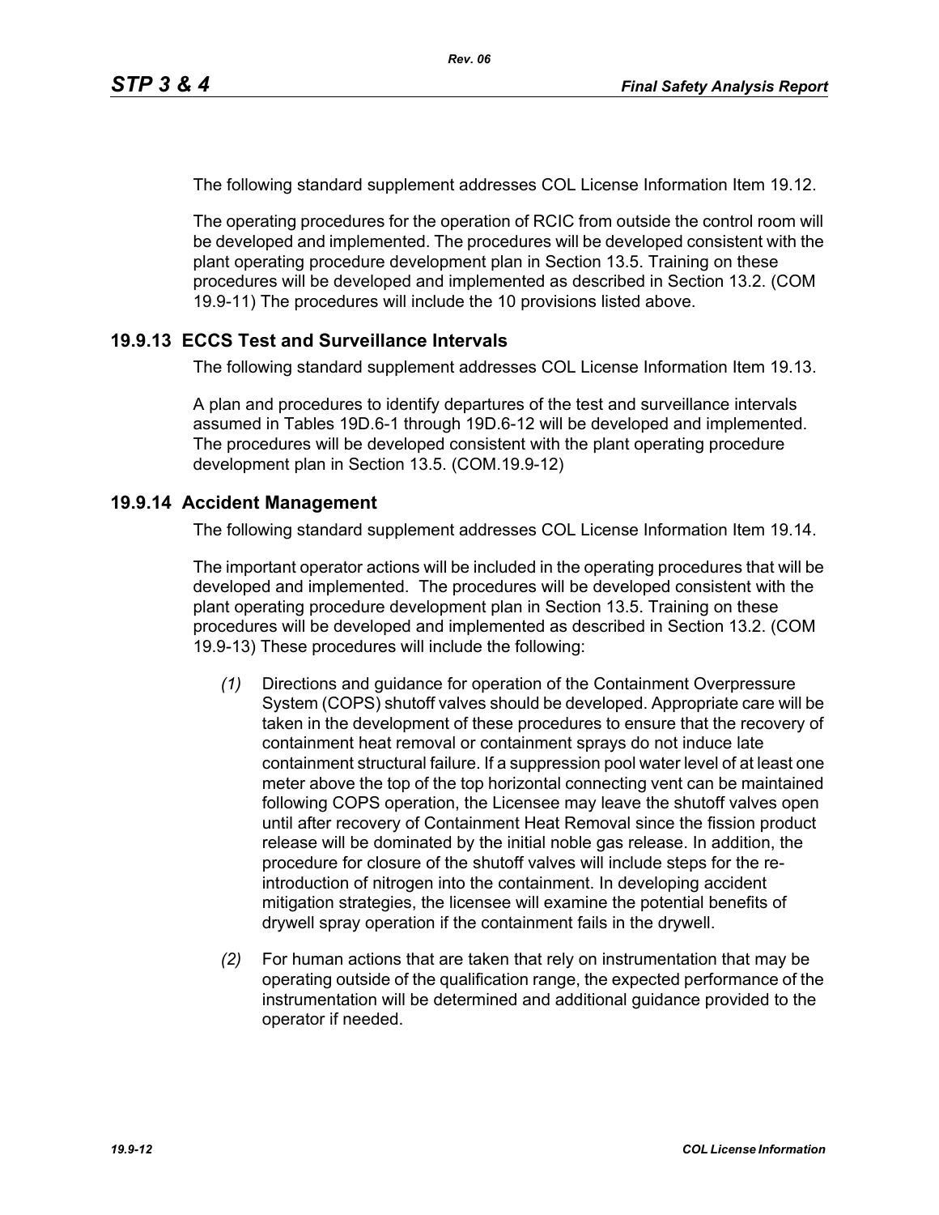The following standard supplement addresses COL License Information Item 19.12.

The operating procedures for the operation of RCIC from outside the control room will be developed and implemented. The procedures will be developed consistent with the plant operating procedure development plan in Section 13.5. Training on these procedures will be developed and implemented as described in Section 13.2. (COM 19.9-11) The procedures will include the 10 provisions listed above.

## 19.9.13 ECCS Test and Surveillance Intervals

The following standard supplement addresses COL License Information Item 19.13.

A plan and procedures to identify departures of the test and surveillance intervals assumed in Tables 19D.6-1 through 19D.6-12 will be developed and implemented. The procedures will be developed consistent with the plant operating procedure development plan in Section 13.5. (COM.19.9-12)

## 19.9.14 Accident Management

The following standard supplement addresses COL License Information Item 19.14.

The important operator actions will be included in the operating procedures that will be developed and implemented. The procedures will be developed consistent with the plant operating procedure development plan in Section 13.5. Training on these procedures will be developed and implemented as described in Section 13.2. (COM 19.9-13) These procedures will include the following:

*(1)* Directions and guidance for operation of the Containment Overpressure System (COPS) shutoff valves should be developed. Appropriate care will be taken in the development of these procedures to ensure that the recovery of containment heat removal or containment sprays do not induce late containment structural failure. If a suppression pool water level of at least one meter above the top of the top horizontal connecting vent can be maintained following COPS operation, the Licensee may leave the shutoff valves open until after recovery of Containment Heat Removal since the fission product release will be dominated by the initial noble gas release. In addition, the procedure for closure of the shutoff valves will include steps for the re-introduction of nitrogen into the containment. In developing accident mitigation strategies, the licensee will examine the potential benefits of drywell spray operation if the containment fails in the drywell.

*(2)* For human actions that are taken that rely on instrumentation that may be operating outside of the qualification range, the expected performance of the instrumentation will be determined and additional guidance provided to the operator if needed.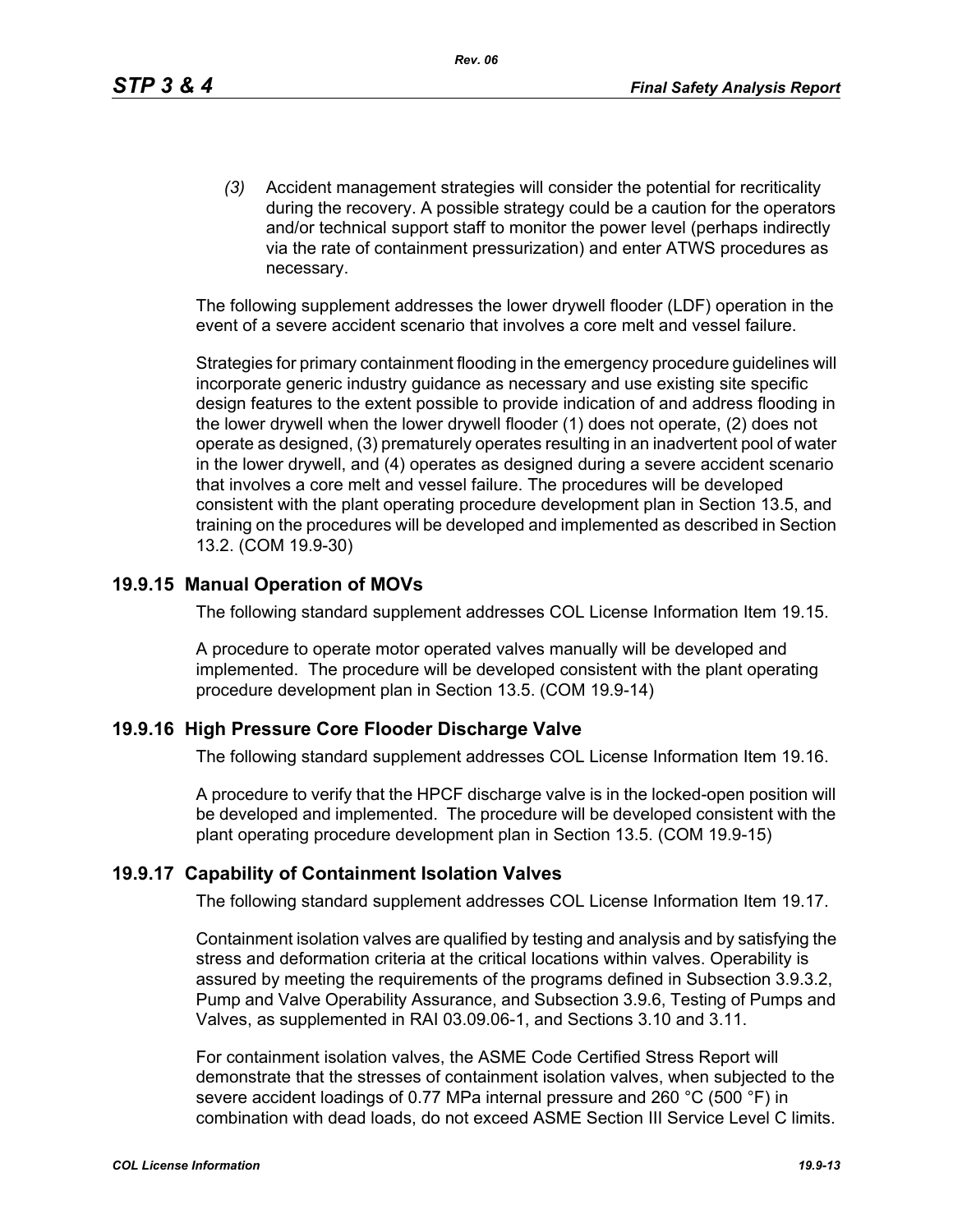(3) Accident management strategies will consider the potential for recriticality during the recovery. A possible strategy could be a caution for the operators and/or technical support staff to monitor the power level (perhaps indirectly via the rate of containment pressurization) and enter ATWS procedures as necessary.

The following supplement addresses the lower drywell flooder (LDF) operation in the event of a severe accident scenario that involves a core melt and vessel failure.

Strategies for primary containment flooding in the emergency procedure guidelines will incorporate generic industry guidance as necessary and use existing site specific design features to the extent possible to provide indication of and address flooding in the lower drywell when the lower drywell flooder (1) does not operate, (2) does not operate as designed, (3) prematurely operates resulting in an inadvertent pool of water in the lower drywell, and (4) operates as designed during a severe accident scenario that involves a core melt and vessel failure. The procedures will be developed consistent with the plant operating procedure development plan in Section 13.5, and training on the procedures will be developed and implemented as described in Section 13.2. (COM 19.9-30)

## 19.9.15 Manual Operation of MOVs

The following standard supplement addresses COL License Information Item 19.15.

A procedure to operate motor operated valves manually will be developed and implemented. The procedure will be developed consistent with the plant operating procedure development plan in Section 13.5. (COM 19.9-14)

## 19.9.16 High Pressure Core Flooder Discharge Valve

The following standard supplement addresses COL License Information Item 19.16.

A procedure to verify that the HPCF discharge valve is in the locked-open position will be developed and implemented. The procedure will be developed consistent with the plant operating procedure development plan in Section 13.5. (COM 19.9-15)

## 19.9.17 Capability of Containment Isolation Valves

The following standard supplement addresses COL License Information Item 19.17.

Containment isolation valves are qualified by testing and analysis and by satisfying the stress and deformation criteria at the critical locations within valves. Operability is assured by meeting the requirements of the programs defined in Subsection 3.9.3.2, Pump and Valve Operability Assurance, and Subsection 3.9.6, Testing of Pumps and Valves, as supplemented in RAI 03.09.06-1, and Sections 3.10 and 3.11.

For containment isolation valves, the ASME Code Certified Stress Report will demonstrate that the stresses of containment isolation valves, when subjected to the severe accident loadings of 0.77 MPa internal pressure and 260 °C (500 °F) in combination with dead loads, do not exceed ASME Section III Service Level C limits.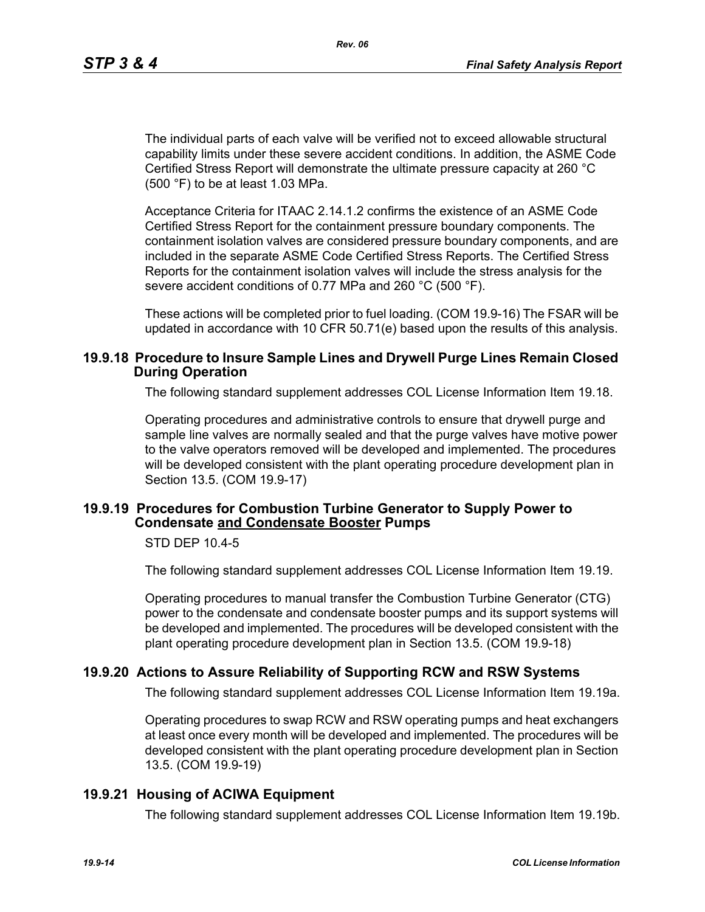The individual parts of each valve will be verified not to exceed allowable structural capability limits under these severe accident conditions. In addition, the ASME Code Certified Stress Report will demonstrate the ultimate pressure capacity at 260 °C (500 °F) to be at least 1.03 MPa.

Acceptance Criteria for ITAAC 2.14.1.2 confirms the existence of an ASME Code Certified Stress Report for the containment pressure boundary components. The containment isolation valves are considered pressure boundary components, and are included in the separate ASME Code Certified Stress Reports. The Certified Stress Reports for the containment isolation valves will include the stress analysis for the severe accident conditions of 0.77 MPa and 260 °C (500 °F).

These actions will be completed prior to fuel loading. (COM 19.9-16) The FSAR will be updated in accordance with 10 CFR 50.71(e) based upon the results of this analysis.

## 19.9.18 Procedure to Insure Sample Lines and Drywell Purge Lines Remain Closed During Operation

The following standard supplement addresses COL License Information Item 19.18.

Operating procedures and administrative controls to ensure that drywell purge and sample line valves are normally sealed and that the purge valves have motive power to the valve operators removed will be developed and implemented. The procedures will be developed consistent with the plant operating procedure development plan in Section 13.5. (COM 19.9-17)

## 19.9.19 Procedures for Combustion Turbine Generator to Supply Power to Condensate and Condensate Booster Pumps

STD DEP 10.4-5

The following standard supplement addresses COL License Information Item 19.19.

Operating procedures to manual transfer the Combustion Turbine Generator (CTG) power to the condensate and condensate booster pumps and its support systems will be developed and implemented. The procedures will be developed consistent with the plant operating procedure development plan in Section 13.5. (COM 19.9-18)

## 19.9.20 Actions to Assure Reliability of Supporting RCW and RSW Systems

The following standard supplement addresses COL License Information Item 19.19a.

Operating procedures to swap RCW and RSW operating pumps and heat exchangers at least once every month will be developed and implemented. The procedures will be developed consistent with the plant operating procedure development plan in Section 13.5. (COM 19.9-19)

## 19.9.21 Housing of ACIWA Equipment

The following standard supplement addresses COL License Information Item 19.19b.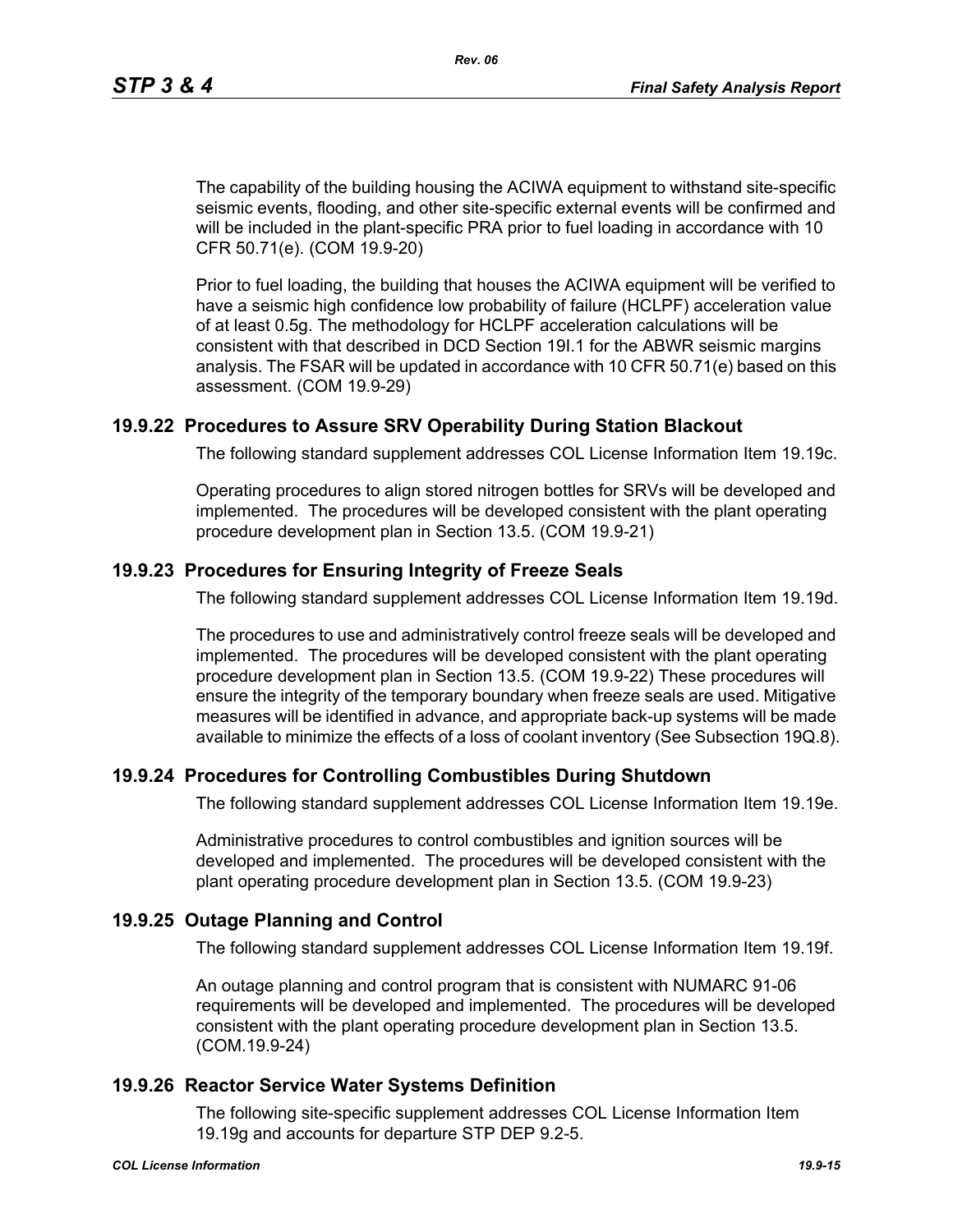The capability of the building housing the ACIWA equipment to withstand site-specific seismic events, flooding, and other site-specific external events will be confirmed and will be included in the plant-specific PRA prior to fuel loading in accordance with 10 CFR 50.71(e). (COM 19.9-20)

Prior to fuel loading, the building that houses the ACIWA equipment will be verified to have a seismic high confidence low probability of failure (HCLPF) acceleration value of at least 0.5g. The methodology for HCLPF acceleration calculations will be consistent with that described in DCD Section 19I.1 for the ABWR seismic margins analysis. The FSAR will be updated in accordance with 10 CFR 50.71(e) based on this assessment. (COM 19.9-29)

## 19.9.22 Procedures to Assure SRV Operability During Station Blackout

The following standard supplement addresses COL License Information Item 19.19c.

Operating procedures to align stored nitrogen bottles for SRVs will be developed and implemented. The procedures will be developed consistent with the plant operating procedure development plan in Section 13.5. (COM 19.9-21)

## 19.9.23 Procedures for Ensuring Integrity of Freeze Seals

The following standard supplement addresses COL License Information Item 19.19d.

The procedures to use and administratively control freeze seals will be developed and implemented. The procedures will be developed consistent with the plant operating procedure development plan in Section 13.5. (COM 19.9-22) These procedures will ensure the integrity of the temporary boundary when freeze seals are used. Mitigative measures will be identified in advance, and appropriate back-up systems will be made available to minimize the effects of a loss of coolant inventory (See Subsection 19Q.8).

## 19.9.24 Procedures for Controlling Combustibles During Shutdown

The following standard supplement addresses COL License Information Item 19.19e.

Administrative procedures to control combustibles and ignition sources will be developed and implemented. The procedures will be developed consistent with the plant operating procedure development plan in Section 13.5. (COM 19.9-23)

## 19.9.25 Outage Planning and Control

The following standard supplement addresses COL License Information Item 19.19f.

An outage planning and control program that is consistent with NUMARC 91-06 requirements will be developed and implemented. The procedures will be developed consistent with the plant operating procedure development plan in Section 13.5. (COM.19.9-24)

## 19.9.26 Reactor Service Water Systems Definition

The following site-specific supplement addresses COL License Information Item 19.19g and accounts for departure STP DEP 9.2-5.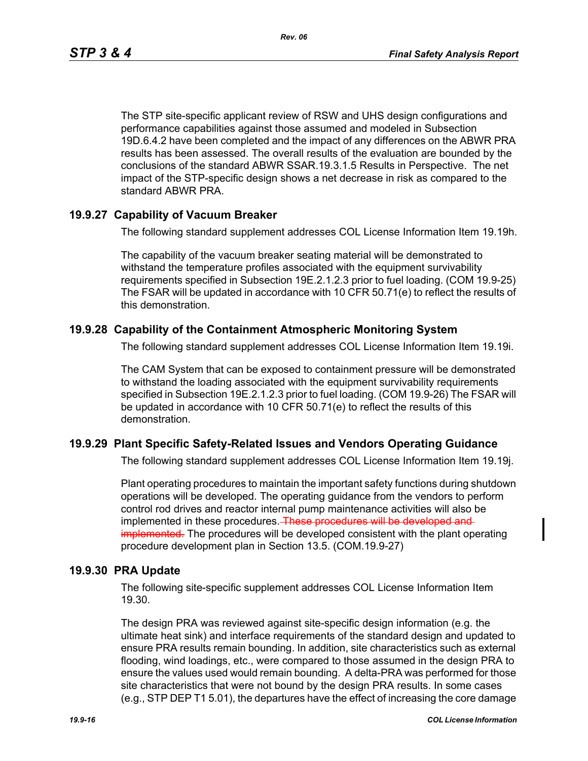The STP site-specific applicant review of RSW and UHS design configurations and performance capabilities against those assumed and modeled in Subsection 19D.6.4.2 have been completed and the impact of any differences on the ABWR PRA results has been assessed. The overall results of the evaluation are bounded by the conclusions of the standard ABWR SSAR.19.3.1.5 Results in Perspective. The net impact of the STP-specific design shows a net decrease in risk as compared to the standard ABWR PRA.

## 19.9.27 Capability of Vacuum Breaker

The following standard supplement addresses COL License Information Item 19.19h.

The capability of the vacuum breaker seating material will be demonstrated to withstand the temperature profiles associated with the equipment survivability requirements specified in Subsection 19E.2.1.2.3 prior to fuel loading. (COM 19.9-25) The FSAR will be updated in accordance with 10 CFR 50.71(e) to reflect the results of this demonstration.

## 19.9.28 Capability of the Containment Atmospheric Monitoring System

The following standard supplement addresses COL License Information Item 19.19i.

The CAM System that can be exposed to containment pressure will be demonstrated to withstand the loading associated with the equipment survivability requirements specified in Subsection 19E.2.1.2.3 prior to fuel loading. (COM 19.9-26) The FSAR will be updated in accordance with 10 CFR 50.71(e) to reflect the results of this demonstration.

## 19.9.29 Plant Specific Safety-Related Issues and Vendors Operating Guidance

The following standard supplement addresses COL License Information Item 19.19j.

Plant operating procedures to maintain the important safety functions during shutdown operations will be developed. The operating guidance from the vendors to perform control rod drives and reactor internal pump maintenance activities will also be implemented in these procedures. ~~These procedures will be developed and implemented.~~ The procedures will be developed consistent with the plant operating procedure development plan in Section 13.5. (COM.19.9-27)

## 19.9.30 PRA Update

The following site-specific supplement addresses COL License Information Item 19.30.

The design PRA was reviewed against site-specific design information (e.g. the ultimate heat sink) and interface requirements of the standard design and updated to ensure PRA results remain bounding. In addition, site characteristics such as external flooding, wind loadings, etc., were compared to those assumed in the design PRA to ensure the values used would remain bounding. A delta-PRA was performed for those site characteristics that were not bound by the design PRA results. In some cases (e.g., STP DEP T1 5.01), the departures have the effect of increasing the core damage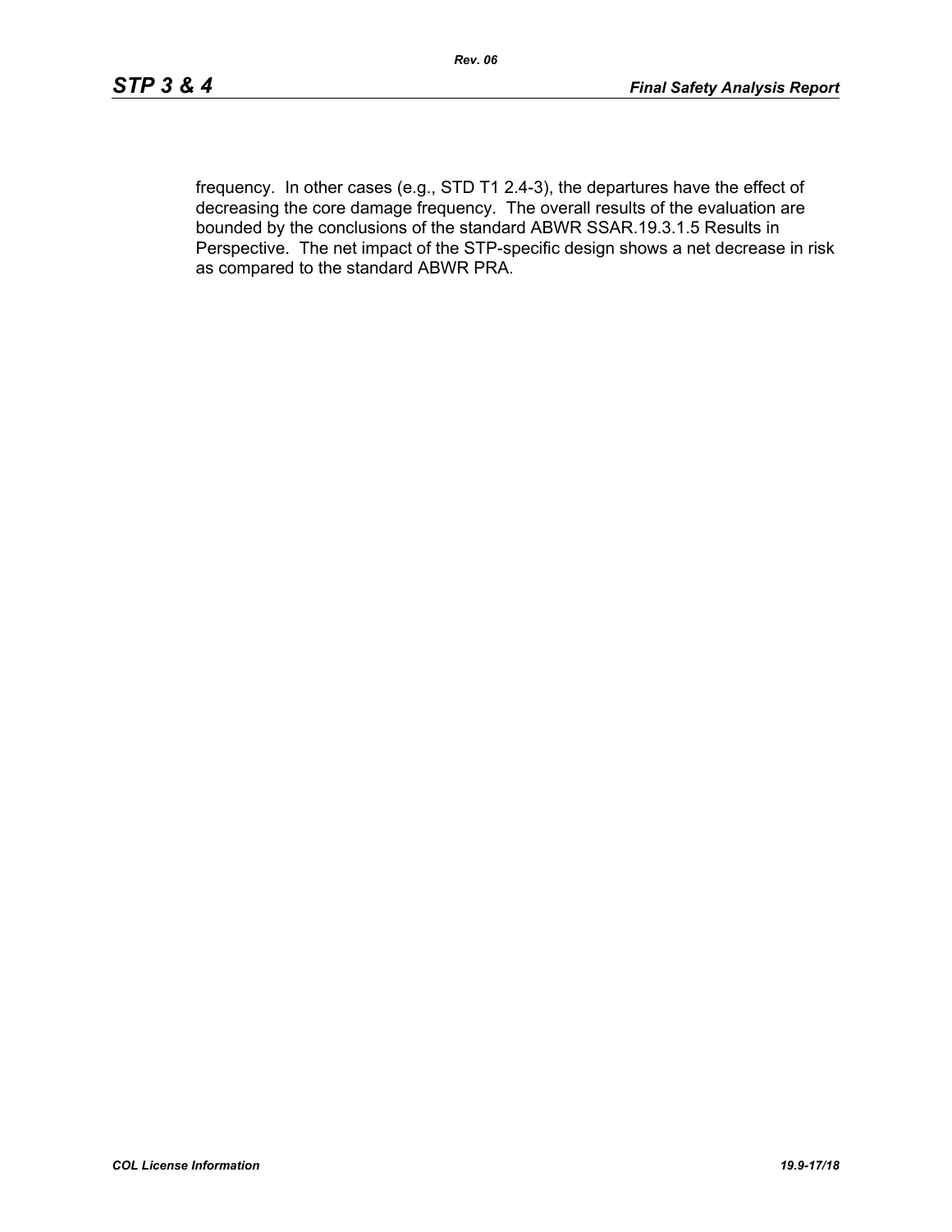frequency. In other cases (e.g., STD T1 2.4-3), the departures have the effect of decreasing the core damage frequency. The overall results of the evaluation are bounded by the conclusions of the standard ABWR SSAR.19.3.1.5 Results in Perspective. The net impact of the STP-specific design shows a net decrease in risk as compared to the standard ABWR PRA.